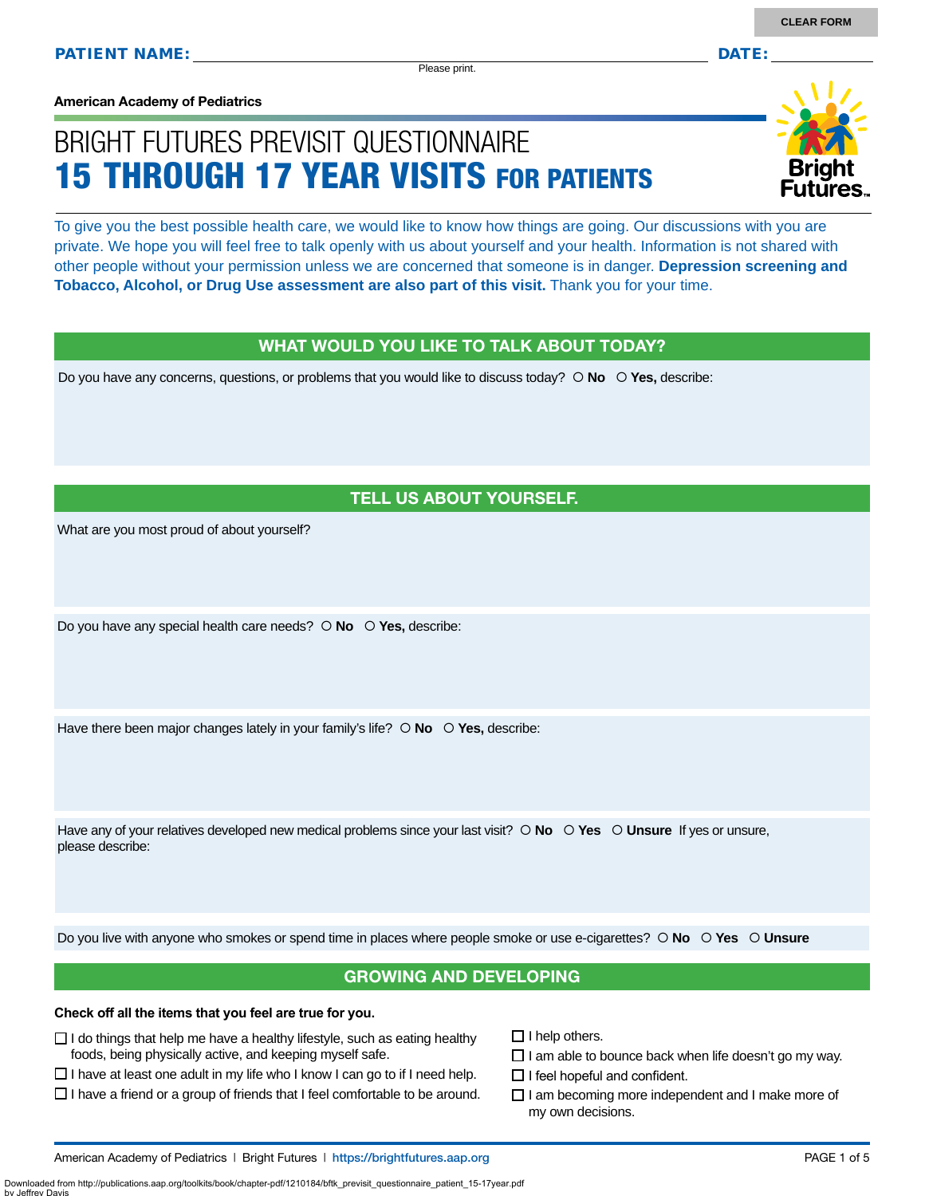CLEAR FORM

**PATIENT NAME:** ______________________________ **DATE:** __________

Please print.

**American Academy of Pediatrics**

# BRIGHT FUTURES PREVISIT QUESTIONNAIRE
# 15 THROUGH 17 YEAR VISITS FOR PATIENTS

To give you the best possible health care, we would like to know how things are going. Our discussions with you are private. We hope you will feel free to talk openly with us about yourself and your health. Information is not shared with other people without your permission unless we are concerned that someone is in danger. **Depression screening and Tobacco, Alcohol, or Drug Use assessment are also part of this visit.** Thank you for your time.

## WHAT WOULD YOU LIKE TO TALK ABOUT TODAY?

Do you have any concerns, questions, or problems that you would like to discuss today? ○ **No** ○ **Yes,** describe:

## TELL US ABOUT YOURSELF.

What are you most proud of about yourself?

Do you have any special health care needs? ○ **No** ○ **Yes,** describe:

Have there been major changes lately in your family's life? ○ **No** ○ **Yes,** describe:

Have any of your relatives developed new medical problems since your last visit? ○ **No** ○ **Yes** ○ **Unsure** If yes or unsure, please describe:

Do you live with anyone who smokes or spend time in places where people smoke or use e-cigarettes? ○ **No** ○ **Yes** ○ **Unsure**

## GROWING AND DEVELOPING

**Check off all the items that you feel are true for you.**

- ☐ I do things that help me have a healthy lifestyle, such as eating healthy foods, being physically active, and keeping myself safe.
- ☐ I have at least one adult in my life who I know I can go to if I need help.
- ☐ I have a friend or a group of friends that I feel comfortable to be around.
- ☐ I help others.
- ☐ I am able to bounce back when life doesn't go my way.
- ☐ I feel hopeful and confident.
- ☐ I am becoming more independent and I make more of my own decisions.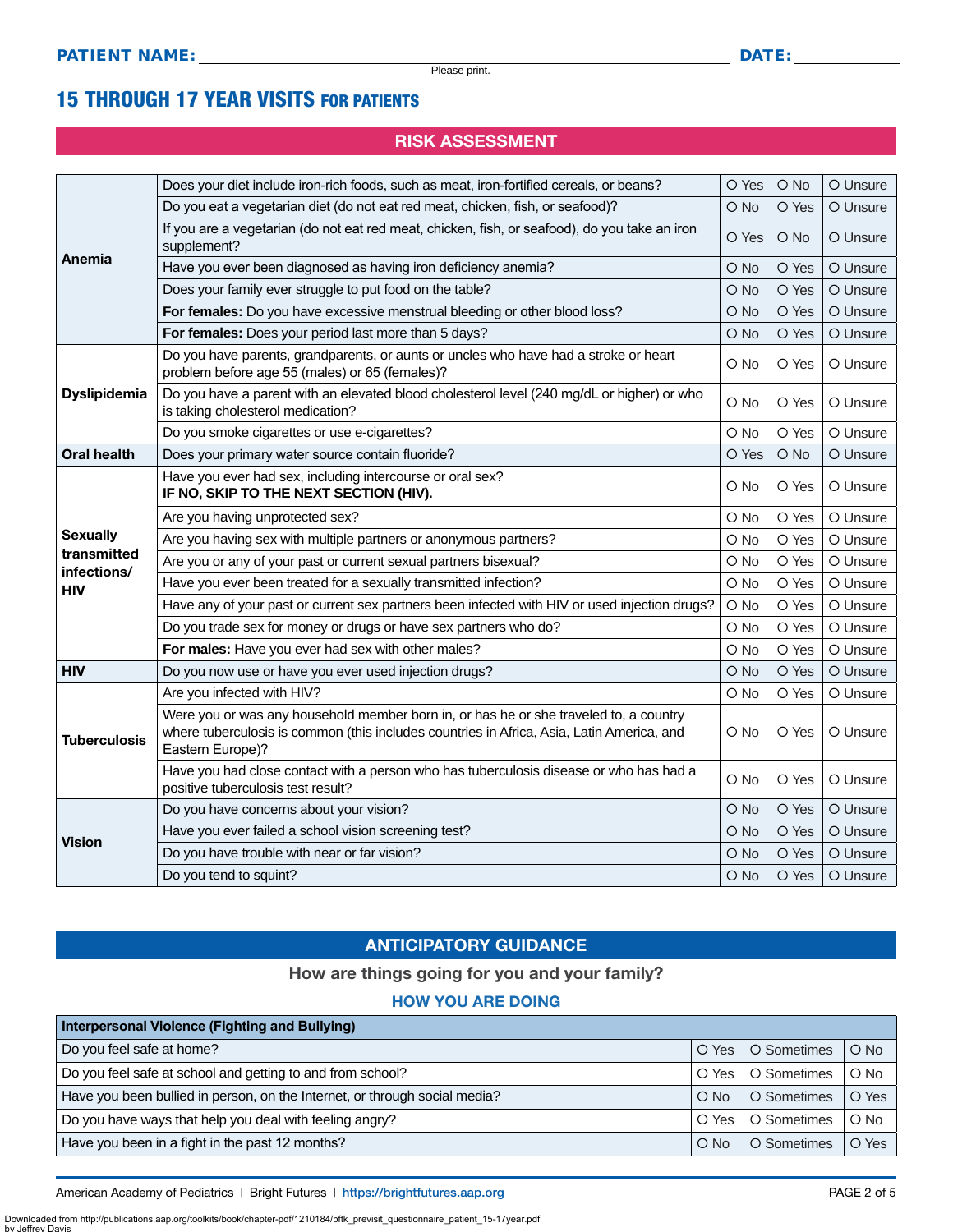**PATIENT NAME:** _______________________________ **DATE:** __________

Please print.

# 15 THROUGH 17 YEAR VISITS FOR PATIENTS

## RISK ASSESSMENT

| | | | | |
|---|---|---|---|---|
| **Anemia** | Does your diet include iron-rich foods, such as meat, iron-fortified cereals, or beans? | O Yes | O No | O Unsure |
| | Do you eat a vegetarian diet (do not eat red meat, chicken, fish, or seafood)? | O No | O Yes | O Unsure |
| | If you are a vegetarian (do not eat red meat, chicken, fish, or seafood), do you take an iron supplement? | O Yes | O No | O Unsure |
| | Have you ever been diagnosed as having iron deficiency anemia? | O No | O Yes | O Unsure |
| | Does your family ever struggle to put food on the table? | O No | O Yes | O Unsure |
| | **For females:** Do you have excessive menstrual bleeding or other blood loss? | O No | O Yes | O Unsure |
| | **For females:** Does your period last more than 5 days? | O No | O Yes | O Unsure |
| **Dyslipidemia** | Do you have parents, grandparents, or aunts or uncles who have had a stroke or heart problem before age 55 (males) or 65 (females)? | O No | O Yes | O Unsure |
| | Do you have a parent with an elevated blood cholesterol level (240 mg/dL or higher) or who is taking cholesterol medication? | O No | O Yes | O Unsure |
| | Do you smoke cigarettes or use e-cigarettes? | O No | O Yes | O Unsure |
| **Oral health** | Does your primary water source contain fluoride? | O Yes | O No | O Unsure |
| **Sexually transmitted infections/ HIV** | Have you ever had sex, including intercourse or oral sex? **IF NO, SKIP TO THE NEXT SECTION (HIV).** | O No | O Yes | O Unsure |
| | Are you having unprotected sex? | O No | O Yes | O Unsure |
| | Are you having sex with multiple partners or anonymous partners? | O No | O Yes | O Unsure |
| | Are you or any of your past or current sexual partners bisexual? | O No | O Yes | O Unsure |
| | Have you ever been treated for a sexually transmitted infection? | O No | O Yes | O Unsure |
| | Have any of your past or current sex partners been infected with HIV or used injection drugs? | O No | O Yes | O Unsure |
| | Do you trade sex for money or drugs or have sex partners who do? | O No | O Yes | O Unsure |
| | **For males:** Have you ever had sex with other males? | O No | O Yes | O Unsure |
| **HIV** | Do you now use or have you ever used injection drugs? | O No | O Yes | O Unsure |
| **Tuberculosis** | Are you infected with HIV? | O No | O Yes | O Unsure |
| | Were you or was any household member born in, or has he or she traveled to, a country where tuberculosis is common (this includes countries in Africa, Asia, Latin America, and Eastern Europe)? | O No | O Yes | O Unsure |
| | Have you had close contact with a person who has tuberculosis disease or who has had a positive tuberculosis test result? | O No | O Yes | O Unsure |
| **Vision** | Do you have concerns about your vision? | O No | O Yes | O Unsure |
| | Have you ever failed a school vision screening test? | O No | O Yes | O Unsure |
| | Do you have trouble with near or far vision? | O No | O Yes | O Unsure |
| | Do you tend to squint? | O No | O Yes | O Unsure |

## ANTICIPATORY GUIDANCE

### How are things going for you and your family?

### HOW YOU ARE DOING

| Interpersonal Violence (Fighting and Bullying) | | | |
|---|---|---|---|
| Do you feel safe at home? | O Yes | O Sometimes | O No |
| Do you feel safe at school and getting to and from school? | O Yes | O Sometimes | O No |
| Have you been bullied in person, on the Internet, or through social media? | O No | O Sometimes | O Yes |
| Do you have ways that help you deal with feeling angry? | O Yes | O Sometimes | O No |
| Have you been in a fight in the past 12 months? | O No | O Sometimes | O Yes |

American Academy of Pediatrics | Bright Futures | https://brightfutures.aap.org

Downloaded from http://publications.aap.org/toolkits/book/chapter-pdf/1210184/bftk_previsit_questionnaire_patient_15-17year.pdf by Jeffrey Davis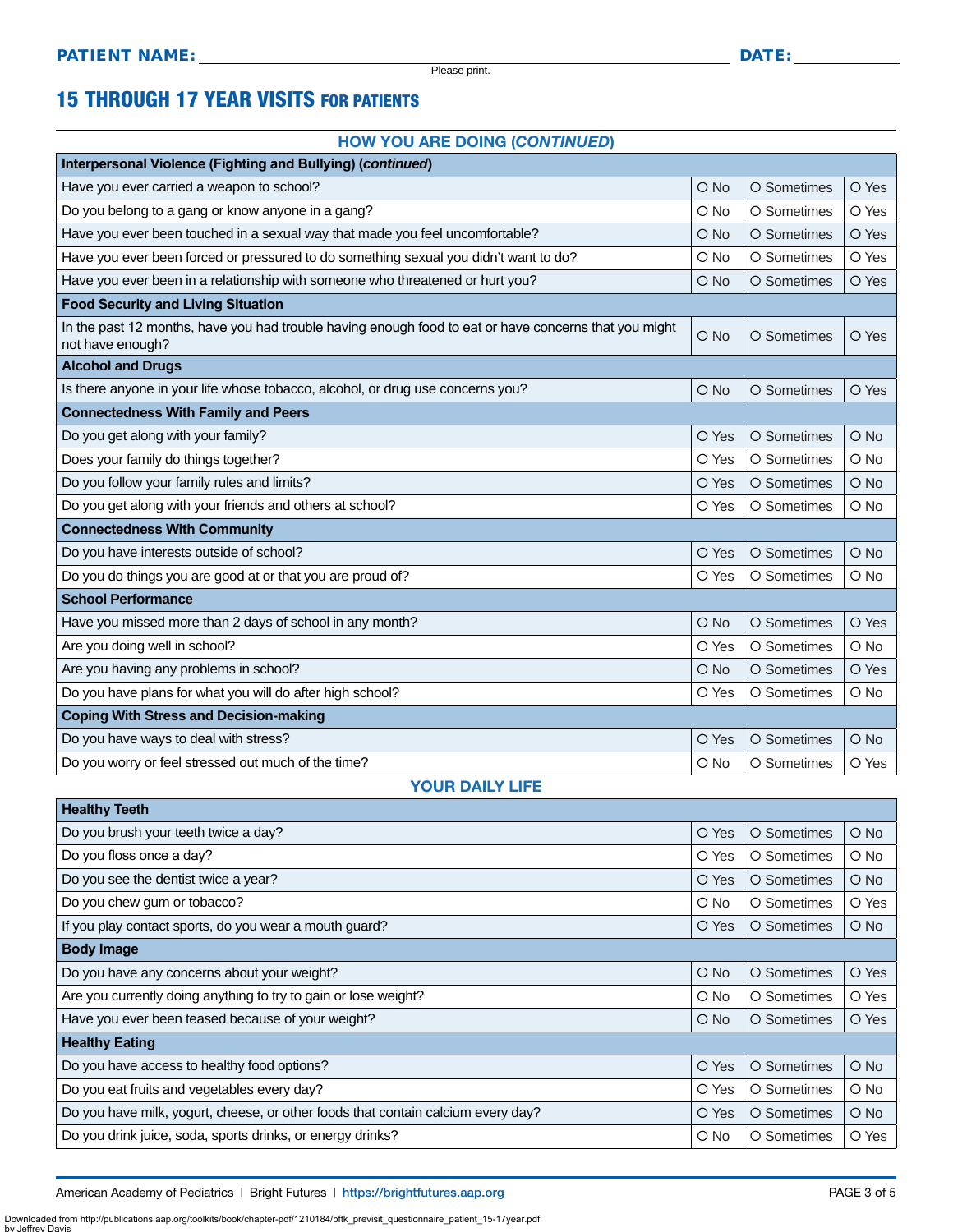**PATIENT NAME:** ______________________________ **DATE:** __________

Please print.

# 15 THROUGH 17 YEAR VISITS FOR PATIENTS

## HOW YOU ARE DOING (*CONTINUED*)

| **Interpersonal Violence (Fighting and Bullying) (*continued*)** | | | |
|---|---|---|---|
| Have you ever carried a weapon to school? | O No | O Sometimes | O Yes |
| Do you belong to a gang or know anyone in a gang? | O No | O Sometimes | O Yes |
| Have you ever been touched in a sexual way that made you feel uncomfortable? | O No | O Sometimes | O Yes |
| Have you ever been forced or pressured to do something sexual you didn't want to do? | O No | O Sometimes | O Yes |
| Have you ever been in a relationship with someone who threatened or hurt you? | O No | O Sometimes | O Yes |
| **Food Security and Living Situation** | | | |
| In the past 12 months, have you had trouble having enough food to eat or have concerns that you might not have enough? | O No | O Sometimes | O Yes |
| **Alcohol and Drugs** | | | |
| Is there anyone in your life whose tobacco, alcohol, or drug use concerns you? | O No | O Sometimes | O Yes |
| **Connectedness With Family and Peers** | | | |
| Do you get along with your family? | O Yes | O Sometimes | O No |
| Does your family do things together? | O Yes | O Sometimes | O No |
| Do you follow your family rules and limits? | O Yes | O Sometimes | O No |
| Do you get along with your friends and others at school? | O Yes | O Sometimes | O No |
| **Connectedness With Community** | | | |
| Do you have interests outside of school? | O Yes | O Sometimes | O No |
| Do you do things you are good at or that you are proud of? | O Yes | O Sometimes | O No |
| **School Performance** | | | |
| Have you missed more than 2 days of school in any month? | O No | O Sometimes | O Yes |
| Are you doing well in school? | O Yes | O Sometimes | O No |
| Are you having any problems in school? | O No | O Sometimes | O Yes |
| Do you have plans for what you will do after high school? | O Yes | O Sometimes | O No |
| **Coping With Stress and Decision-making** | | | |
| Do you have ways to deal with stress? | O Yes | O Sometimes | O No |
| Do you worry or feel stressed out much of the time? | O No | O Sometimes | O Yes |

## YOUR DAILY LIFE

| **Healthy Teeth** | | | |
|---|---|---|---|
| Do you brush your teeth twice a day? | O Yes | O Sometimes | O No |
| Do you floss once a day? | O Yes | O Sometimes | O No |
| Do you see the dentist twice a year? | O Yes | O Sometimes | O No |
| Do you chew gum or tobacco? | O No | O Sometimes | O Yes |
| If you play contact sports, do you wear a mouth guard? | O Yes | O Sometimes | O No |
| **Body Image** | | | |
| Do you have any concerns about your weight? | O No | O Sometimes | O Yes |
| Are you currently doing anything to try to gain or lose weight? | O No | O Sometimes | O Yes |
| Have you ever been teased because of your weight? | O No | O Sometimes | O Yes |
| **Healthy Eating** | | | |
| Do you have access to healthy food options? | O Yes | O Sometimes | O No |
| Do you eat fruits and vegetables every day? | O Yes | O Sometimes | O No |
| Do you have milk, yogurt, cheese, or other foods that contain calcium every day? | O Yes | O Sometimes | O No |
| Do you drink juice, soda, sports drinks, or energy drinks? | O No | O Sometimes | O Yes |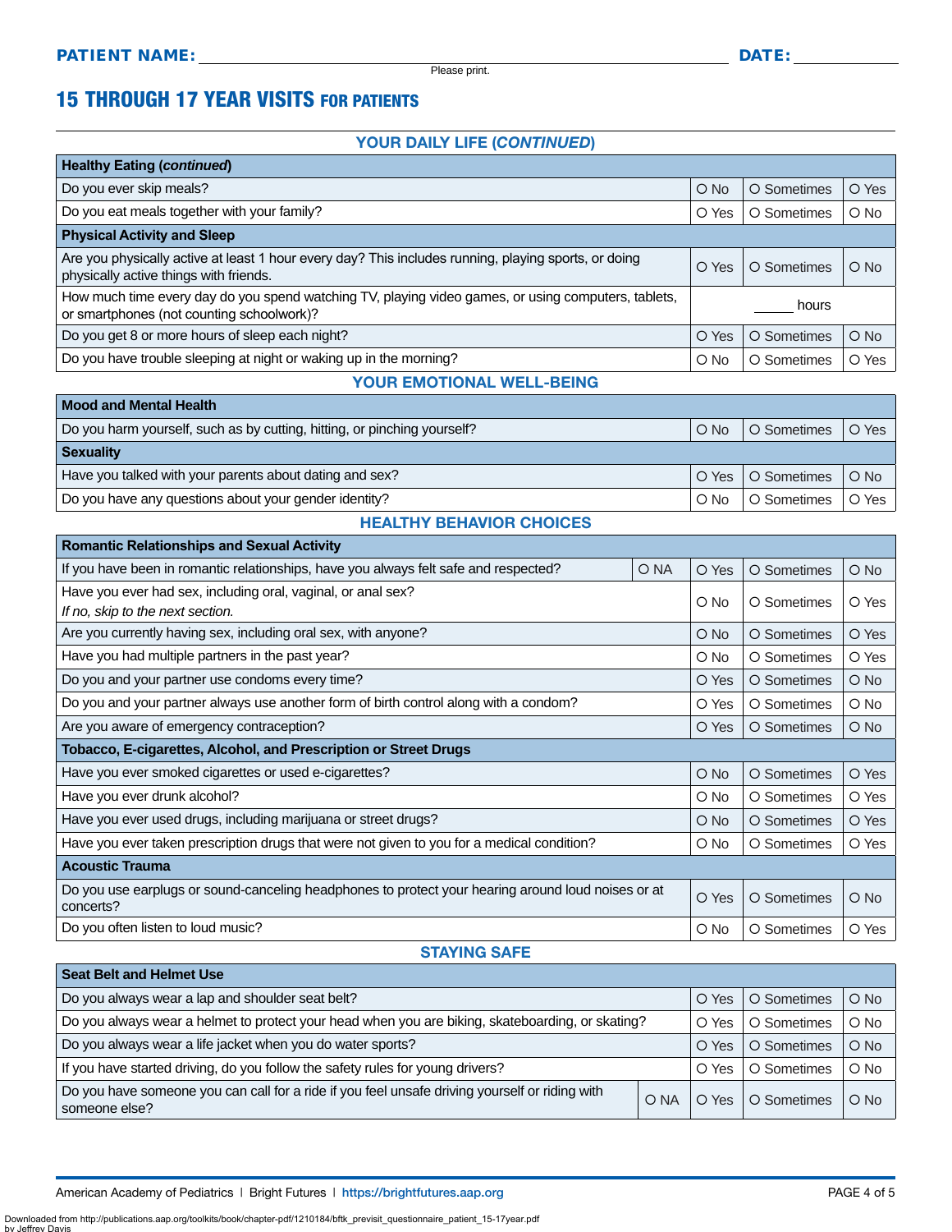**PATIENT NAME:** ______________________________ **DATE:** __________

Please print.

# 15 THROUGH 17 YEAR VISITS FOR PATIENTS

## YOUR DAILY LIFE (*CONTINUED*)

| **Healthy Eating (*continued*)** | | | | |
|---|---|---|---|---|
| Do you ever skip meals? | | O No | O Sometimes | O Yes |
| Do you eat meals together with your family? | | O Yes | O Sometimes | O No |
| **Physical Activity and Sleep** | | | | |
| Are you physically active at least 1 hour every day? This includes running, playing sports, or doing physically active things with friends. | | O Yes | O Sometimes | O No |
| How much time every day do you spend watching TV, playing video games, or using computers, tablets, or smartphones (not counting schoolwork)? | | | _____ hours | |
| Do you get 8 or more hours of sleep each night? | | O Yes | O Sometimes | O No |
| Do you have trouble sleeping at night or waking up in the morning? | | O No | O Sometimes | O Yes |

## YOUR EMOTIONAL WELL-BEING

| **Mood and Mental Health** | | | | |
|---|---|---|---|---|
| Do you harm yourself, such as by cutting, hitting, or pinching yourself? | | O No | O Sometimes | O Yes |
| **Sexuality** | | | | |
| Have you talked with your parents about dating and sex? | | O Yes | O Sometimes | O No |
| Do you have any questions about your gender identity? | | O No | O Sometimes | O Yes |

## HEALTHY BEHAVIOR CHOICES

| **Romantic Relationships and Sexual Activity** | | | | |
|---|---|---|---|---|
| If you have been in romantic relationships, have you always felt safe and respected? | O NA | O Yes | O Sometimes | O No |
| Have you ever had sex, including oral, vaginal, or anal sex? *If no, skip to the next section.* | | O No | O Sometimes | O Yes |
| Are you currently having sex, including oral sex, with anyone? | | O No | O Sometimes | O Yes |
| Have you had multiple partners in the past year? | | O No | O Sometimes | O Yes |
| Do you and your partner use condoms every time? | | O Yes | O Sometimes | O No |
| Do you and your partner always use another form of birth control along with a condom? | | O Yes | O Sometimes | O No |
| Are you aware of emergency contraception? | | O Yes | O Sometimes | O No |
| **Tobacco, E-cigarettes, Alcohol, and Prescription or Street Drugs** | | | | |
| Have you ever smoked cigarettes or used e-cigarettes? | | O No | O Sometimes | O Yes |
| Have you ever drunk alcohol? | | O No | O Sometimes | O Yes |
| Have you ever used drugs, including marijuana or street drugs? | | O No | O Sometimes | O Yes |
| Have you ever taken prescription drugs that were not given to you for a medical condition? | | O No | O Sometimes | O Yes |
| **Acoustic Trauma** | | | | |
| Do you use earplugs or sound-canceling headphones to protect your hearing around loud noises or at concerts? | | O Yes | O Sometimes | O No |
| Do you often listen to loud music? | | O No | O Sometimes | O Yes |

## STAYING SAFE

| **Seat Belt and Helmet Use** | | | | |
|---|---|---|---|---|
| Do you always wear a lap and shoulder seat belt? | | O Yes | O Sometimes | O No |
| Do you always wear a helmet to protect your head when you are biking, skateboarding, or skating? | | O Yes | O Sometimes | O No |
| Do you always wear a life jacket when you do water sports? | | O Yes | O Sometimes | O No |
| If you have started driving, do you follow the safety rules for young drivers? | | O Yes | O Sometimes | O No |
| Do you have someone you can call for a ride if you feel unsafe driving yourself or riding with someone else? | O NA | O Yes | O Sometimes | O No |

American Academy of Pediatrics | Bright Futures | https://brightfutures.aap.org

Downloaded from http://publications.aap.org/toolkits/book/chapter-pdf/1210184/bftk_previsit_questionnaire_patient_15-17year.pdf by Jeffrey Davis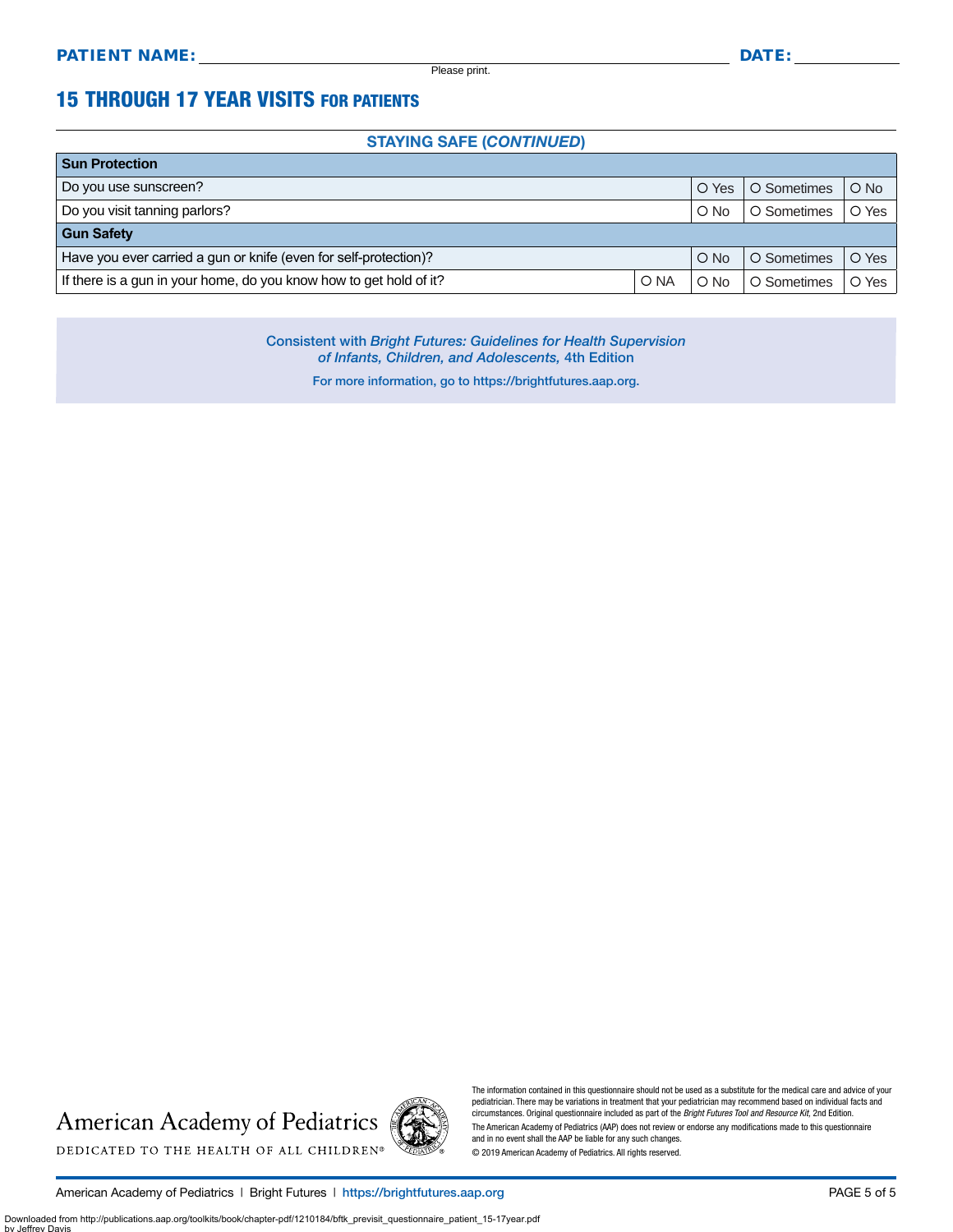**PATIENT NAME:** ______________________________ **DATE:** __________

Please print.

# 15 THROUGH 17 YEAR VISITS FOR PATIENTS

## STAYING SAFE (*CONTINUED*)

| | | | | |
|---|---|---|---|---|
| **Sun Protection** | | | | |
| Do you use sunscreen? | | O Yes | O Sometimes | O No |
| Do you visit tanning parlors? | | O No | O Sometimes | O Yes |
| **Gun Safety** | | | | |
| Have you ever carried a gun or knife (even for self-protection)? | | O No | O Sometimes | O Yes |
| If there is a gun in your home, do you know how to get hold of it? | O NA | O No | O Sometimes | O Yes |

Consistent with *Bright Futures: Guidelines for Health Supervision of Infants, Children, and Adolescents,* 4th Edition

For more information, go to https://brightfutures.aap.org.

American Academy of Pediatrics

DEDICATED TO THE HEALTH OF ALL CHILDREN®

The information contained in this questionnaire should not be used as a substitute for the medical care and advice of your pediatrician. There may be variations in treatment that your pediatrician may recommend based on individual facts and circumstances. Original questionnaire included as part of the *Bright Futures Tool and Resource Kit*, 2nd Edition.

The American Academy of Pediatrics (AAP) does not review or endorse any modifications made to this questionnaire and in no event shall the AAP be liable for any such changes.

© 2019 American Academy of Pediatrics. All rights reserved.

American Academy of Pediatrics | Bright Futures | https://brightfutures.aap.org

Downloaded from http://publications.aap.org/toolkits/book/chapter-pdf/1210184/bftk_previsit_questionnaire_patient_15-17year.pdf by Jeffrey Davis